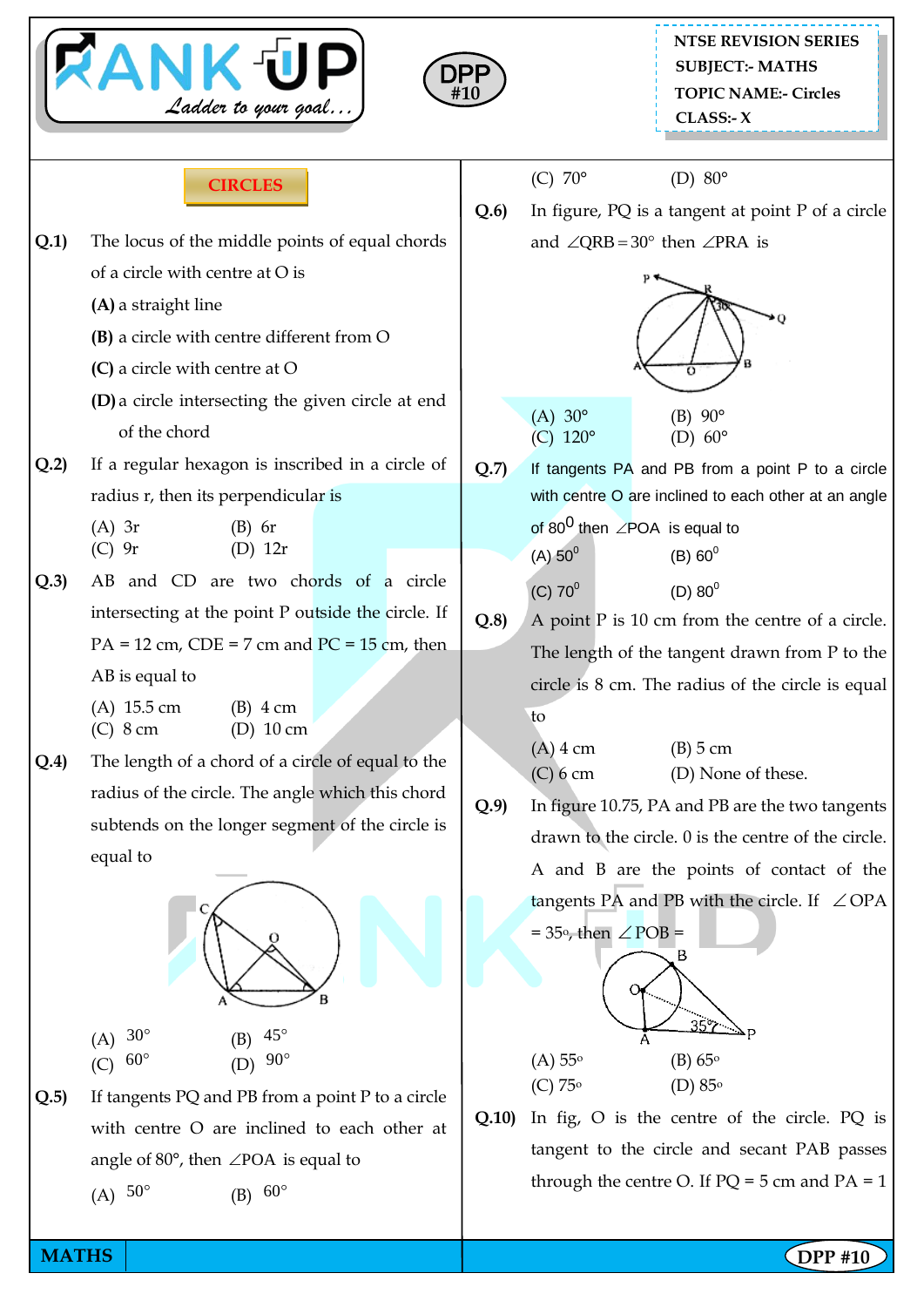NTSE REVISION SERIES
SUBJECT:- MATHS
TOPIC NAME:- Circles
CLASS:- X

DPP #10

## CIRCLES

**Q.1)** The locus of the middle points of equal chords of a circle with centre at O is

**(A)** a straight line

**(B)** a circle with centre different from O

**(C)** a circle with centre at O

**(D)** a circle intersecting the given circle at end of the chord

**Q.2)** If a regular hexagon is inscribed in a circle of radius r, then its perpendicular is

(A) 3r (B) 6r
(C) 9r (D) 12r

**Q.3)** AB and CD are two chords of a circle intersecting at the point P outside the circle. If PA = 12 cm, CDE = 7 cm and PC = 15 cm, then AB is equal to

(A) 15.5 cm (B) 4 cm
(C) 8 cm (D) 10 cm

**Q.4)** The length of a chord of a circle of equal to the radius of the circle. The angle which this chord subtends on the longer segment of the circle is equal to

(A) 30° (B) 45°
(C) 60° (D) 90°

**Q.5)** If tangents PQ and PB from a point P to a circle with centre O are inclined to each other at angle of 80°, then $\angle POA$ is equal to

(A) 50° (B) 60°
(C) 70° (D) 80°

**Q.6)** In figure, PQ is a tangent at point P of a circle and $\angle QRB = 30°$ then $\angle PRA$ is

(A) 30° (B) 90°
(C) 120° (D) 60°

**Q.7)** If tangents PA and PB from a point P to a circle with centre O are inclined to each other at an angle of $80^0$ then $\angle POA$ is equal to

(A) $50^0$ (B) $60^0$

(C) $70^0$ (D) $80^0$

**Q.8)** A point P is 10 cm from the centre of a circle. The length of the tangent drawn from P to the circle is 8 cm. The radius of the circle is equal to

(A) 4 cm (B) 5 cm
(C) 6 cm (D) None of these.

**Q.9)** In figure 10.75, PA and PB are the two tangents drawn to the circle. 0 is the centre of the circle. A and B are the points of contact of the tangents PA and PB with the circle. If $\angle OPA = 35°$, then $\angle POB =$

(A) 55° (B) 65°
(C) 75° (D) 85°

**Q.10)** In fig, O is the centre of the circle. PQ is tangent to the circle and secant PAB passes through the centre O. If PQ = 5 cm and PA = 1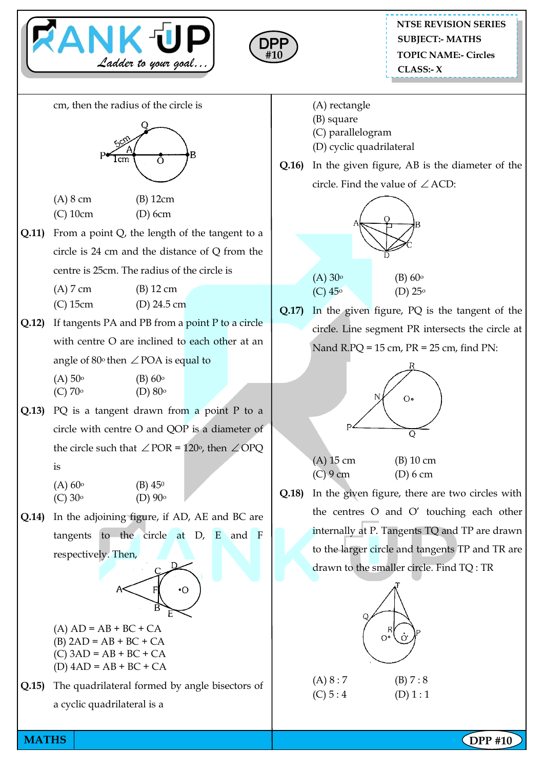cm, then the radius of the circle is

(A) 8 cm (B) 12cm
(C) 10cm (D) 6cm

**Q.11)** From a point Q, the length of the tangent to a circle is 24 cm and the distance of Q from the centre is 25cm. The radius of the circle is

(A) 7 cm (B) 12 cm
(C) 15cm (D) 24.5 cm

**Q.12)** If tangents PA and PB from a point P to a circle with centre O are inclined to each other at an angle of $80^\circ$ then $\angle POA$ is equal to

(A) $50^\circ$ (B) $60^\circ$
(C) $70^\circ$ (D) $80^\circ$

**Q.13)** PQ is a tangent drawn from a point P to a circle with centre O and QOP is a diameter of the circle such that $\angle POR = 120^\circ$, then $\angle OPQ$ is

(A) $60^\circ$ (B) $45^\circ$
(C) $30^\circ$ (D) $90^\circ$

**Q.14)** In the adjoining figure, if AD, AE and BC are tangents to the circle at D, E and F respectively. Then,

(A) AD = AB + BC + CA
(B) 2AD = AB + BC + CA
(C) 3AD = AB + BC + CA
(D) 4AD = AB + BC + CA

**Q.15)** The quadrilateral formed by angle bisectors of a cyclic quadrilateral is a

(A) rectangle
(B) square
(C) parallelogram
(D) cyclic quadrilateral

**Q.16)** In the given figure, AB is the diameter of the circle. Find the value of $\angle ACD$:

(A) $30^\circ$ (B) $60^\circ$
(C) $45^\circ$ (D) $25^\circ$

**Q.17)** In the given figure, PQ is the tangent of the circle. Line segment PR intersects the circle at N and R. PQ = 15 cm, PR = 25 cm, find PN:

(A) 15 cm (B) 10 cm
(C) 9 cm (D) 6 cm

**Q.18)** In the given figure, there are two circles with the centres O and O′ touching each other internally at P. Tangents TQ and TP are drawn to the larger circle and tangents TP and TR are drawn to the smaller circle. Find TQ : TR

(A) 8 : 7 (B) 7 : 8
(C) 5 : 4 (D) 1 : 1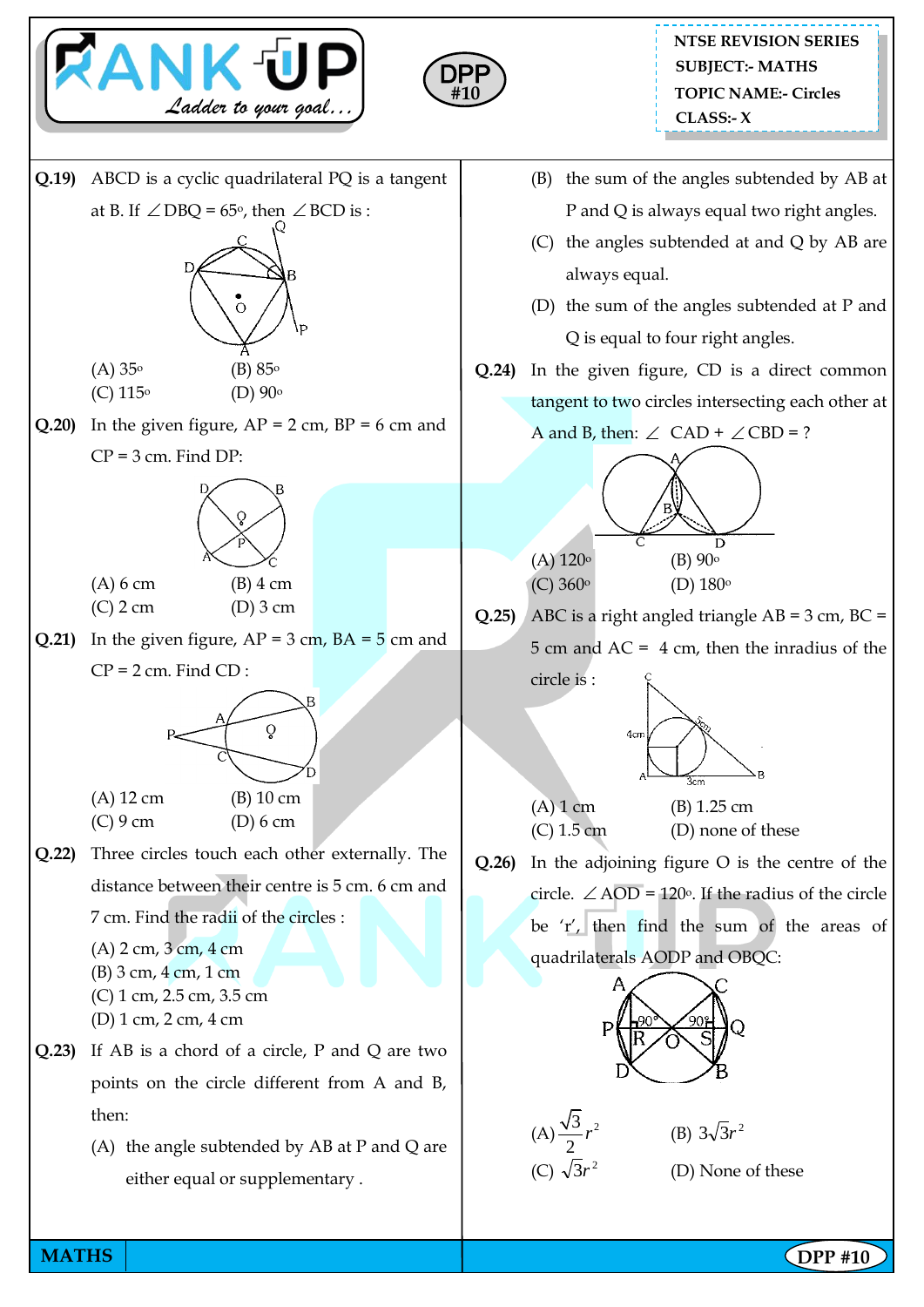NTSE REVISION SERIES
SUBJECT:- MATHS
TOPIC NAME:- Circles
CLASS:- X

DPP #10

**Q.19)** ABCD is a cyclic quadrilateral PQ is a tangent at B. If $\angle DBQ = 65^o$, then $\angle BCD$ is :

(A) $35^o$ (B) $85^o$
(C) $115^o$ (D) $90^o$

**Q.20)** In the given figure, AP = 2 cm, BP = 6 cm and CP = 3 cm. Find DP:

(A) 6 cm (B) 4 cm
(C) 2 cm (D) 3 cm

**Q.21)** In the given figure, AP = 3 cm, BA = 5 cm and CP = 2 cm. Find CD :

(A) 12 cm (B) 10 cm
(C) 9 cm (D) 6 cm

**Q.22)** Three circles touch each other externally. The distance between their centre is 5 cm. 6 cm and 7 cm. Find the radii of the circles :

(A) 2 cm, 3 cm, 4 cm
(B) 3 cm, 4 cm, 1 cm
(C) 1 cm, 2.5 cm, 3.5 cm
(D) 1 cm, 2 cm, 4 cm

**Q.23)** If AB is a chord of a circle, P and Q are two points on the circle different from A and B, then:

(A) the angle subtended by AB at P and Q are either equal or supplementary .
(B) the sum of the angles subtended by AB at P and Q is always equal two right angles.
(C) the angles subtended at and Q by AB are always equal.
(D) the sum of the angles subtended at P and Q is equal to four right angles.

**Q.24)** In the given figure, CD is a direct common tangent to two circles intersecting each other at A and B, then: $\angle$ CAD + $\angle$CBD = ?

(A) $120^o$ (B) $90^o$
(C) $360^o$ (D) $180^o$

**Q.25)** ABC is a right angled triangle AB = 3 cm, BC = 5 cm and AC = 4 cm, then the inradius of the circle is :

(A) 1 cm (B) 1.25 cm
(C) 1.5 cm (D) none of these

**Q.26)** In the adjoining figure O is the centre of the circle. $\angle AOD = 120^o$. If the radius of the circle be 'r', then find the sum of the areas of quadrilaterals AODP and OBQC:

(A) $\frac{\sqrt{3}}{2}r^2$ (B) $3\sqrt{3}r^2$
(C) $\sqrt{3}r^2$ (D) None of these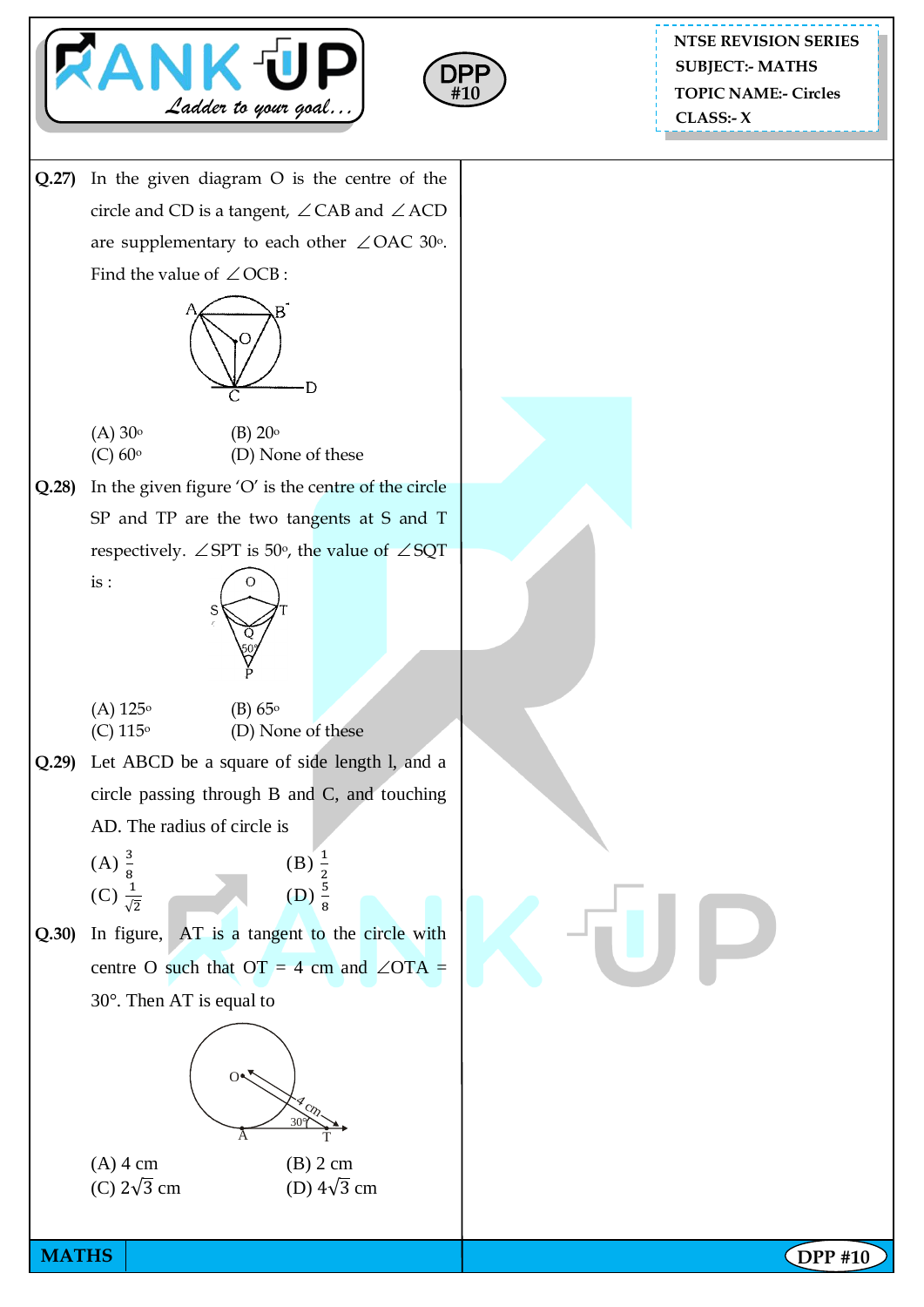**Q.27)** In the given diagram O is the centre of the circle and CD is a tangent, ∠CAB and ∠ACD are supplementary to each other ∠OAC 30°. Find the value of ∠OCB :

(A) 30°  (B) 20°
(C) 60°  (D) None of these

**Q.28)** In the given figure 'O' is the centre of the circle SP and TP are the two tangents at S and T respectively. ∠SPT is 50°, the value of ∠SQT is :

(A) 125°  (B) 65°
(C) 115°  (D) None of these

**Q.29)** Let ABCD be a square of side length l, and a circle passing through B and C, and touching AD. The radius of circle is

(A) $\frac{3}{8}$  (B) $\frac{1}{2}$
(C) $\frac{1}{\sqrt{2}}$  (D) $\frac{5}{8}$

**Q.30)** In figure, AT is a tangent to the circle with centre O such that OT = 4 cm and ∠OTA = 30°. Then AT is equal to

(A) 4 cm  (B) 2 cm
(C) $2\sqrt{3}$ cm  (D) $4\sqrt{3}$ cm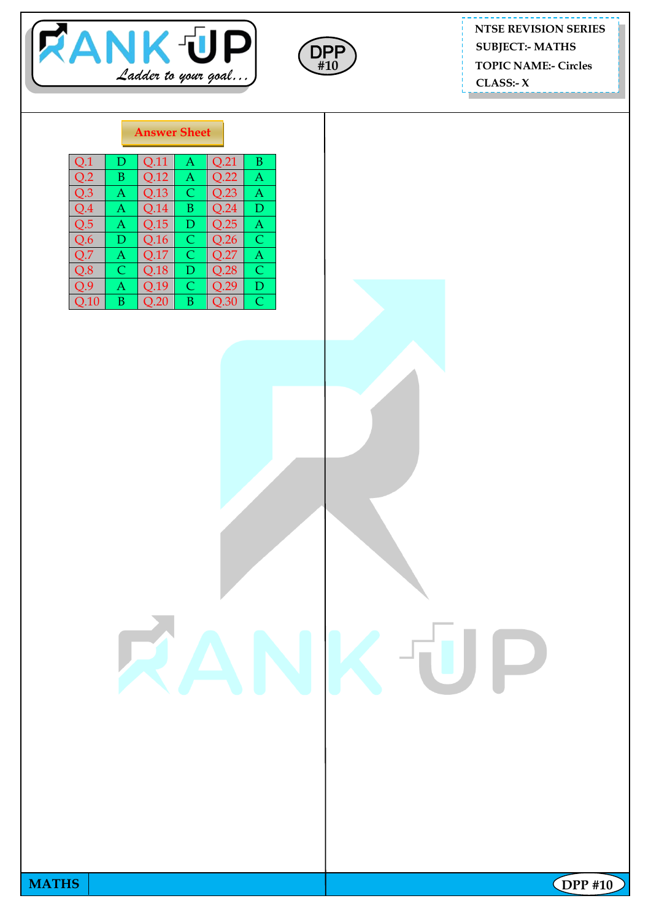## Answer Sheet

| | | | | | |
|---|---|---|---|---|---|
| Q.1 | D | Q.11 | A | Q.21 | B |
| Q.2 | B | Q.12 | A | Q.22 | A |
| Q.3 | A | Q.13 | C | Q.23 | A |
| Q.4 | A | Q.14 | B | Q.24 | D |
| Q.5 | A | Q.15 | D | Q.25 | A |
| Q.6 | D | Q.16 | C | Q.26 | C |
| Q.7 | A | Q.17 | C | Q.27 | A |
| Q.8 | C | Q.18 | D | Q.28 | C |
| Q.9 | A | Q.19 | C | Q.29 | D |
| Q.10 | B | Q.20 | B | Q.30 | C |